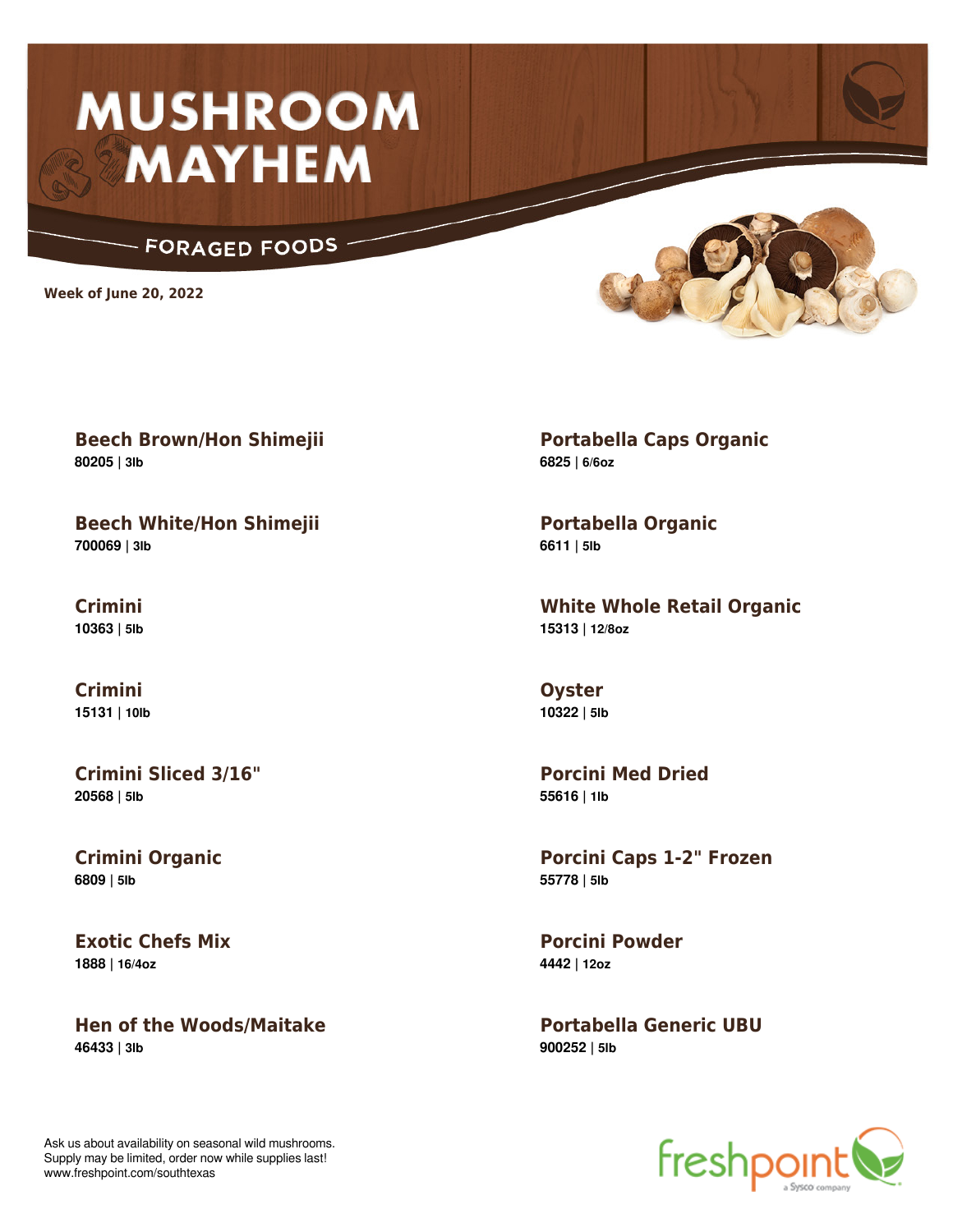# MUSHROOM MAYHEM

## FORAGED FOODS

**Week of June 20, 2022**

### Beech Brown/Hon Shimejii
**80205 | 3lb**

### Beech White/Hon Shimejii
**700069 | 3lb**

### Crimini
**10363 | 5lb**

### Crimini
**15131 | 10lb**

### Crimini Sliced 3/16"
**20568 | 5lb**

### Crimini Organic
**6809 | 5lb**

### Exotic Chefs Mix
**1888 | 16/4oz**

### Hen of the Woods/Maitake
**46433 | 3lb**

### Portabella Caps Organic
**6825 | 6/6oz**

### Portabella Organic
**6611 | 5lb**

### White Whole Retail Organic
**15313 | 12/8oz**

### Oyster
**10322 | 5lb**

### Porcini Med Dried
**55616 | 1lb**

### Porcini Caps 1-2" Frozen
**55778 | 5lb**

### Porcini Powder
**4442 | 12oz**

### Portabella Generic UBU
**900252 | 5lb**

Ask us about availability on seasonal wild mushrooms.
Supply may be limited, order now while supplies last!
www.freshpoint.com/southtexas

freshpoint a Sysco company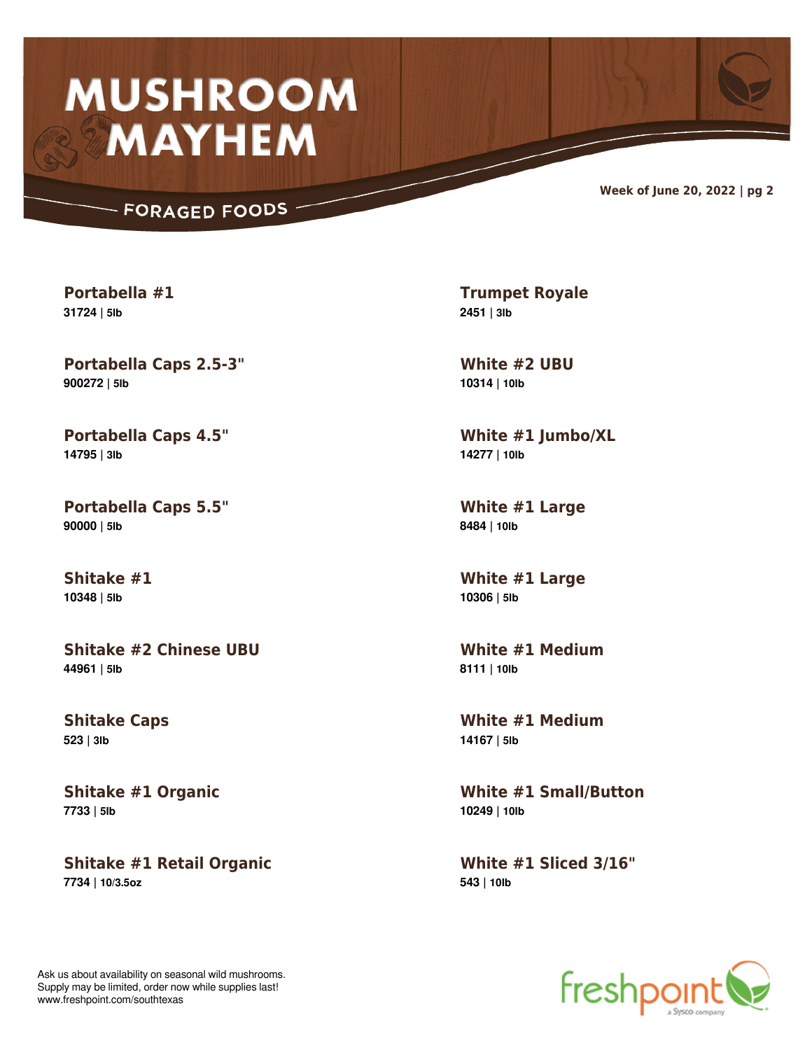# MUSHROOM MAYHEM

FORAGED FOODS

Week of June 20, 2022 | pg 2

**Portabella #1**
31724 | 5lb

**Portabella Caps 2.5-3"**
900272 | 5lb

**Portabella Caps 4.5"**
14795 | 3lb

**Portabella Caps 5.5"**
90000 | 5lb

**Shitake #1**
10348 | 5lb

**Shitake #2 Chinese UBU**
44961 | 5lb

**Shitake Caps**
523 | 3lb

**Shitake #1 Organic**
7733 | 5lb

**Shitake #1 Retail Organic**
7734 | 10/3.5oz

**Trumpet Royale**
2451 | 3lb

**White #2 UBU**
10314 | 10lb

**White #1 Jumbo/XL**
14277 | 10lb

**White #1 Large**
8484 | 10lb

**White #1 Large**
10306 | 5lb

**White #1 Medium**
8111 | 10lb

**White #1 Medium**
14167 | 5lb

**White #1 Small/Button**
10249 | 10lb

**White #1 Sliced 3/16"**
543 | 10lb

Ask us about availability on seasonal wild mushrooms.
Supply may be limited, order now while supplies last!
www.freshpoint.com/southtexas

freshpoint a Sysco company